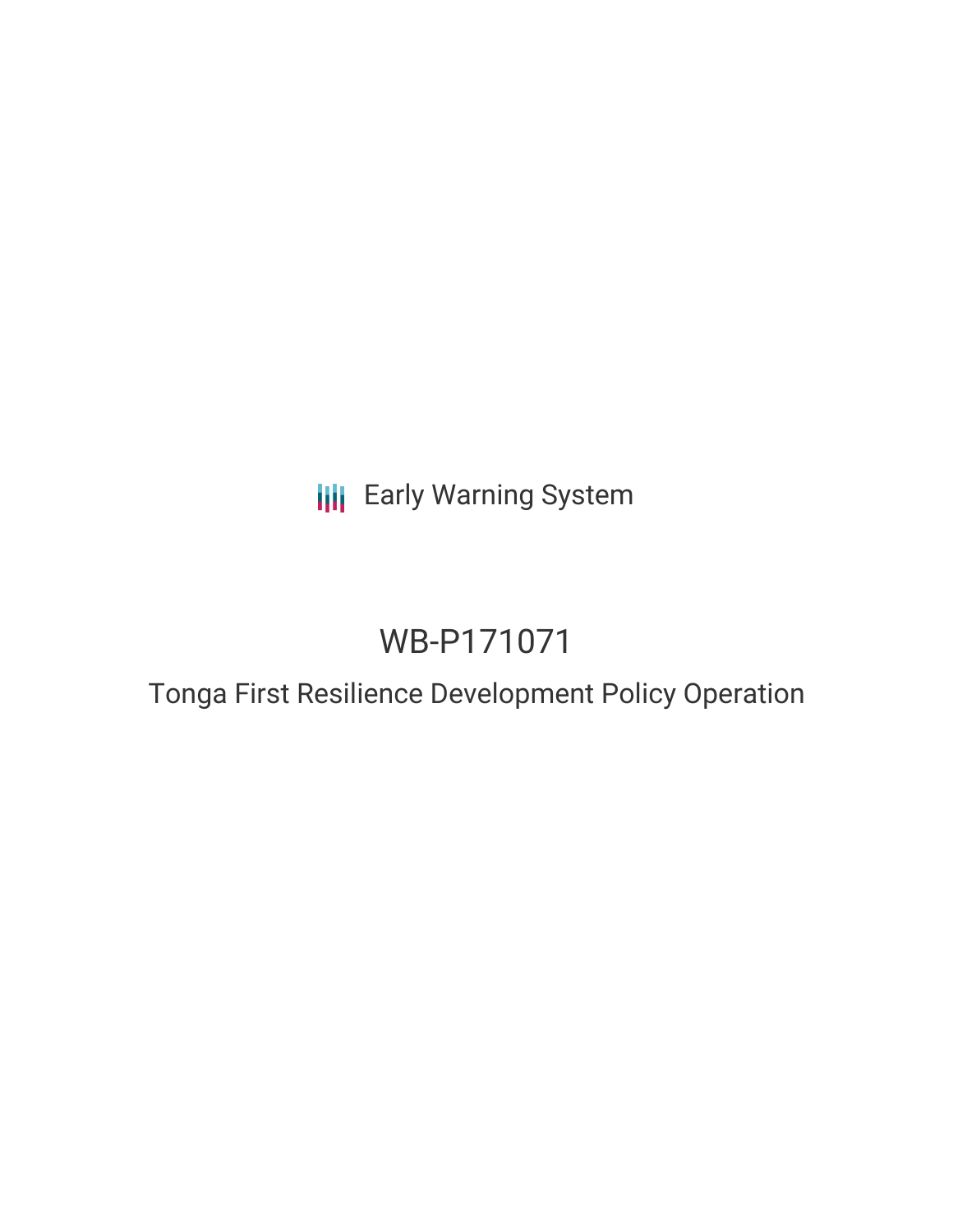Early Warning System

# WB-P171071

## Tonga First Resilience Development Policy Operation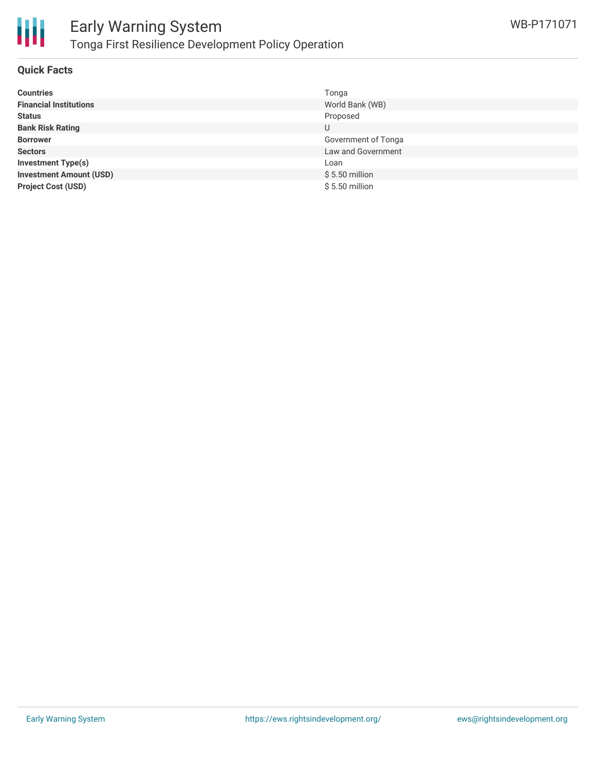## Quick Facts

| | |
|---|---|
| **Countries** | Tonga |
| **Financial Institutions** | World Bank (WB) |
| **Status** | Proposed |
| **Bank Risk Rating** | U |
| **Borrower** | Government of Tonga |
| **Sectors** | Law and Government |
| **Investment Type(s)** | Loan |
| **Investment Amount (USD)** | $ 5.50 million |
| **Project Cost (USD)** | $ 5.50 million |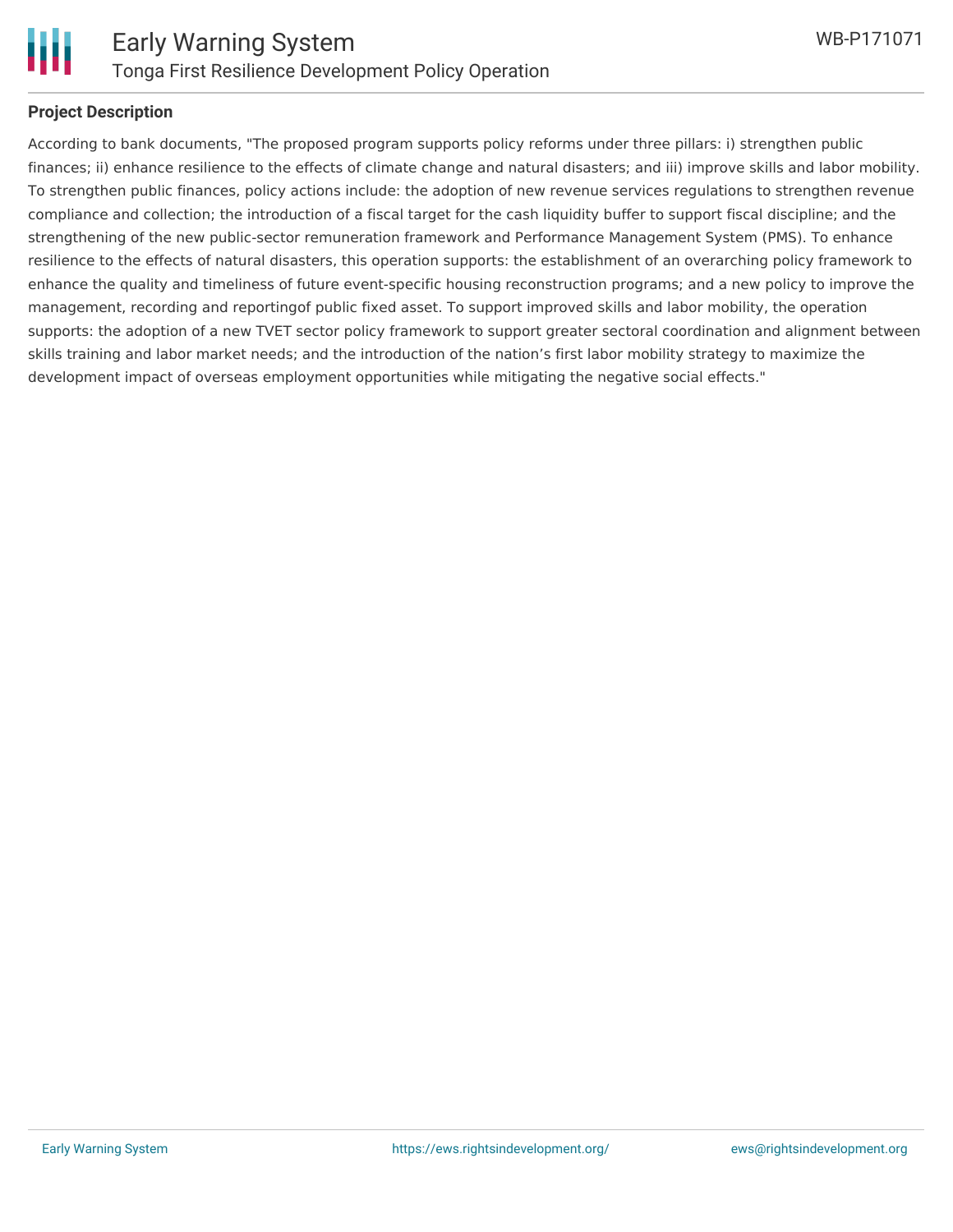## Project Description

According to bank documents, "The proposed program supports policy reforms under three pillars: i) strengthen public finances; ii) enhance resilience to the effects of climate change and natural disasters; and iii) improve skills and labor mobility. To strengthen public finances, policy actions include: the adoption of new revenue services regulations to strengthen revenue compliance and collection; the introduction of a fiscal target for the cash liquidity buffer to support fiscal discipline; and the strengthening of the new public-sector remuneration framework and Performance Management System (PMS). To enhance resilience to the effects of natural disasters, this operation supports: the establishment of an overarching policy framework to enhance the quality and timeliness of future event-specific housing reconstruction programs; and a new policy to improve the management, recording and reportingof public fixed asset. To support improved skills and labor mobility, the operation supports: the adoption of a new TVET sector policy framework to support greater sectoral coordination and alignment between skills training and labor market needs; and the introduction of the nation's first labor mobility strategy to maximize the development impact of overseas employment opportunities while mitigating the negative social effects."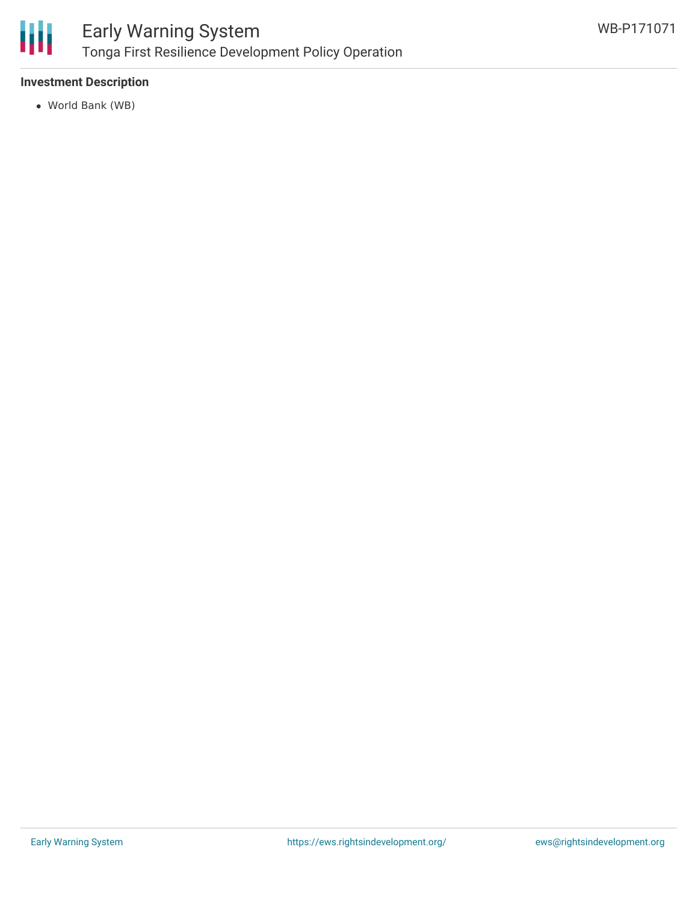**Investment Description**

- World Bank (WB)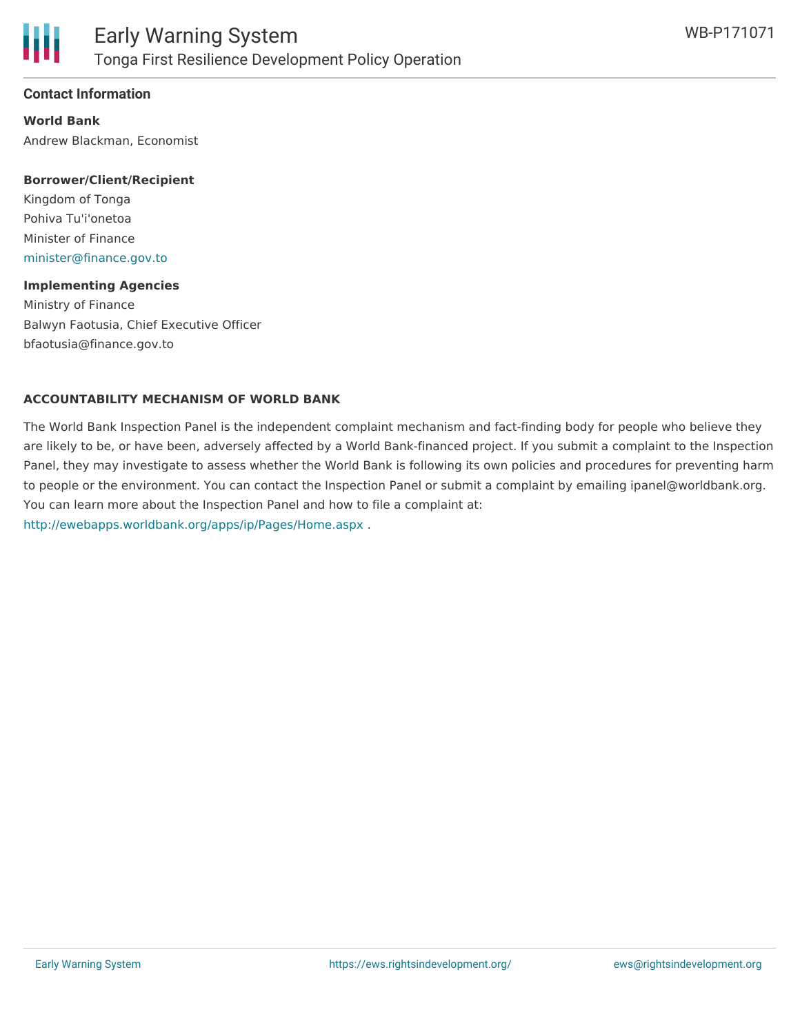## Contact Information

**World Bank**

Andrew Blackman, Economist

**Borrower/Client/Recipient**

Kingdom of Tonga

Pohiva Tu'i'onetoa

Minister of Finance

minister@finance.gov.to

**Implementing Agencies**

Ministry of Finance

Balwyn Faotusia, Chief Executive Officer

bfaotusia@finance.gov.to

### ACCOUNTABILITY MECHANISM OF WORLD BANK

The World Bank Inspection Panel is the independent complaint mechanism and fact-finding body for people who believe they are likely to be, or have been, adversely affected by a World Bank-financed project. If you submit a complaint to the Inspection Panel, they may investigate to assess whether the World Bank is following its own policies and procedures for preventing harm to people or the environment. You can contact the Inspection Panel or submit a complaint by emailing ipanel@worldbank.org. You can learn more about the Inspection Panel and how to file a complaint at: http://ewebapps.worldbank.org/apps/ip/Pages/Home.aspx .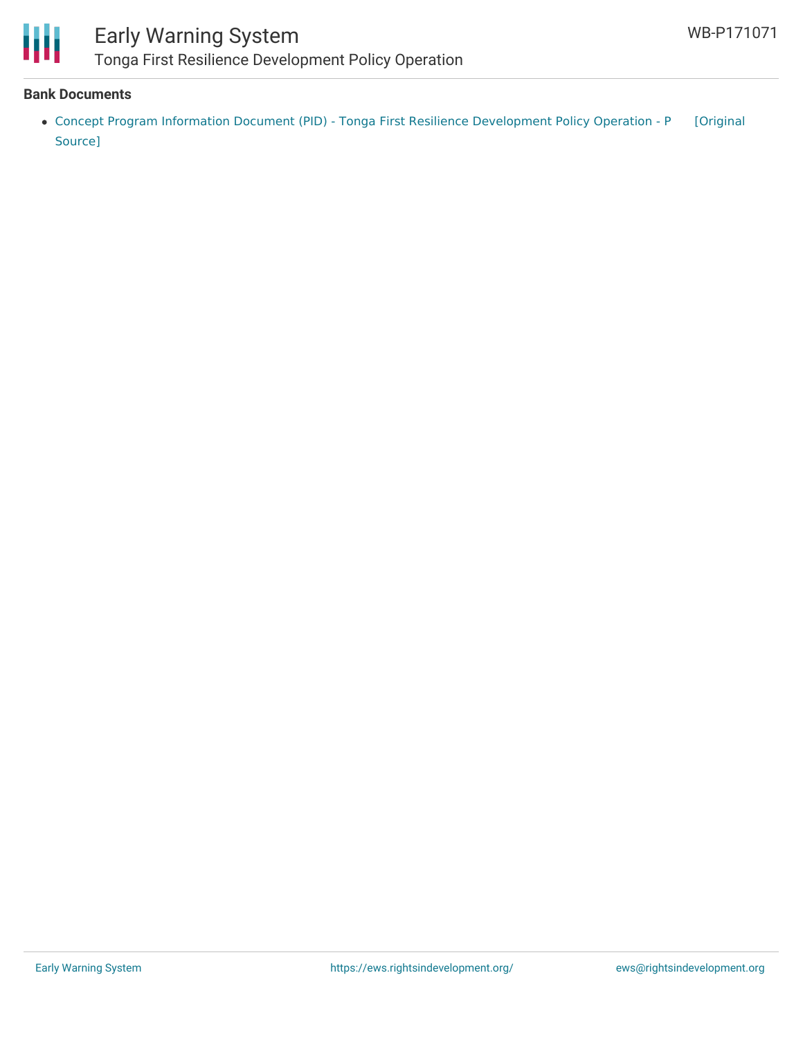**Bank Documents**

- Concept Program Information Document (PID) - Tonga First Resilience Development Policy Operation - P [Original Source]